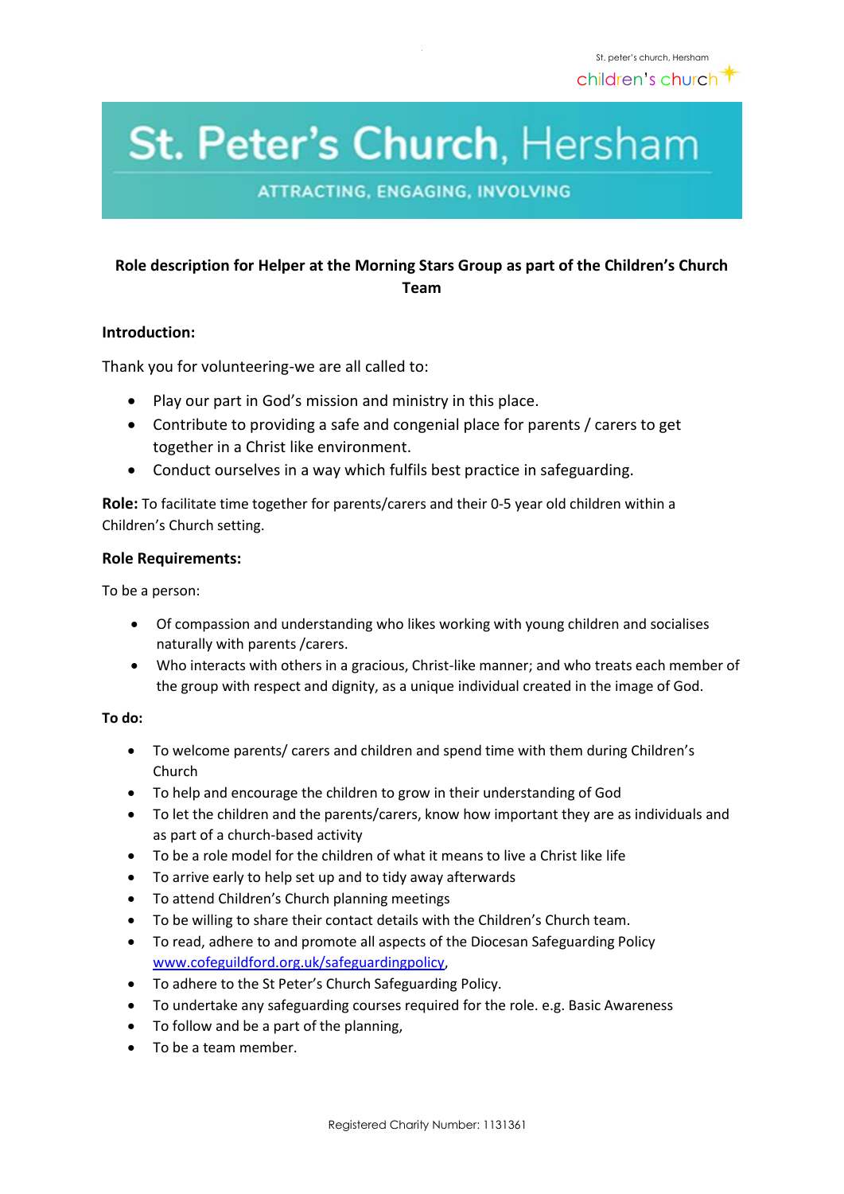St. peter's church, Hersham

children's church

# St. Peter's Church, Hersham

ATTRACTING, ENGAGING, INVOLVING

**Role description for Helper at the Morning Stars Group as part of the Children's Church Team**

**Introduction:**

Thank you for volunteering-we are all called to:

- Play our part in God's mission and ministry in this place.
- Contribute to providing a safe and congenial place for parents / carers to get together in a Christ like environment.
- Conduct ourselves in a way which fulfils best practice in safeguarding.

**Role:** To facilitate time together for parents/carers and their 0-5 year old children within a Children's Church setting.

**Role Requirements:**

To be a person:

- Of compassion and understanding who likes working with young children and socialises naturally with parents /carers.
- Who interacts with others in a gracious, Christ-like manner; and who treats each member of the group with respect and dignity, as a unique individual created in the image of God.

**To do:**

- To welcome parents/ carers and children and spend time with them during Children's Church
- To help and encourage the children to grow in their understanding of God
- To let the children and the parents/carers, know how important they are as individuals and as part of a church-based activity
- To be a role model for the children of what it means to live a Christ like life
- To arrive early to help set up and to tidy away afterwards
- To attend Children's Church planning meetings
- To be willing to share their contact details with the Children's Church team.
- To read, adhere to and promote all aspects of the Diocesan Safeguarding Policy www.cofeguildford.org.uk/safeguardingpolicy,
- To adhere to the St Peter's Church Safeguarding Policy.
- To undertake any safeguarding courses required for the role. e.g. Basic Awareness
- To follow and be a part of the planning,
- To be a team member.

Registered Charity Number: 1131361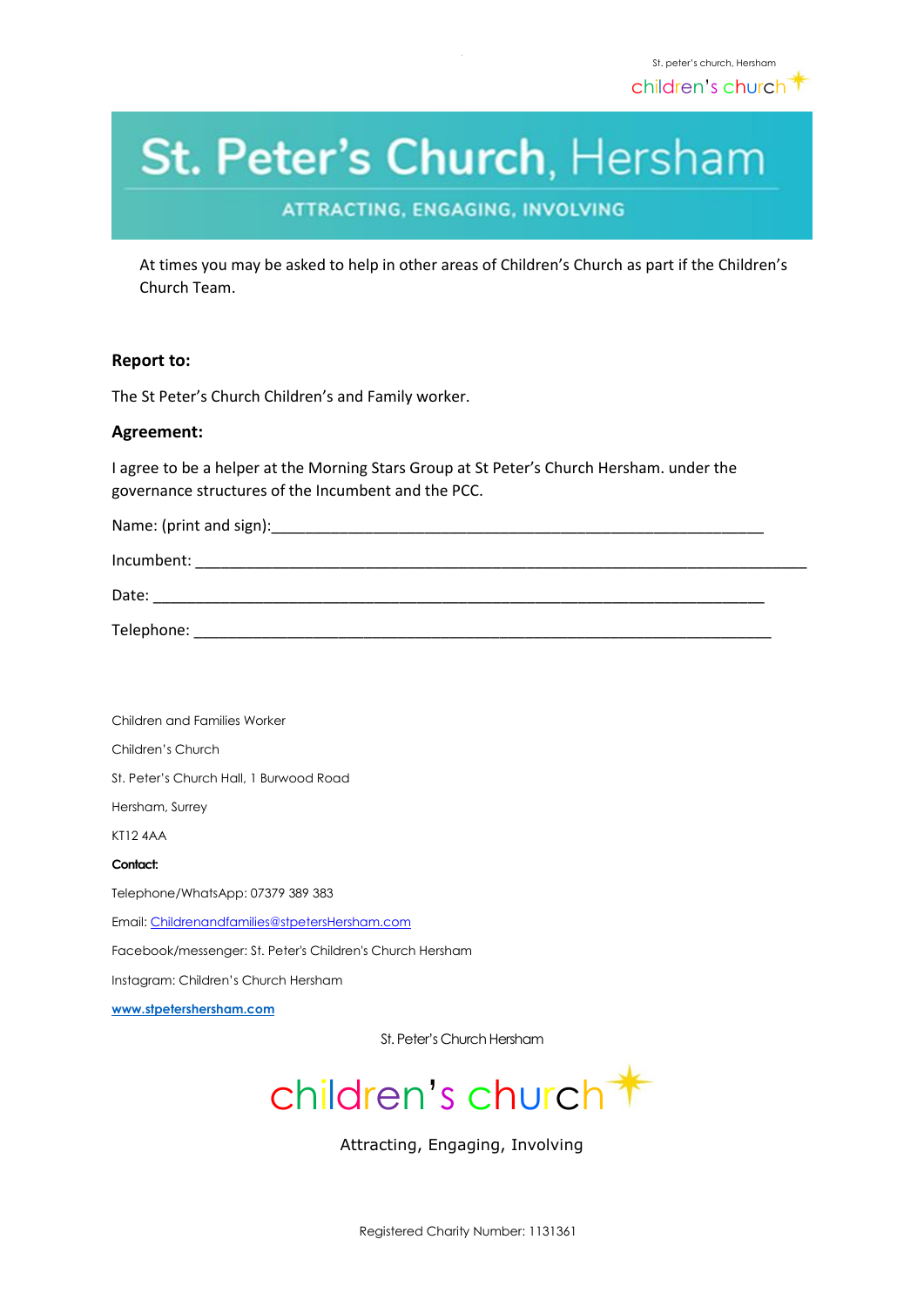At times you may be asked to help in other areas of Children's Church as part if the Children's Church Team.

**Report to:**

The St Peter's Church Children's and Family worker.

**Agreement:**

I agree to be a helper at the Morning Stars Group at St Peter's Church Hersham. under the governance structures of the Incumbent and the PCC.

Name: (print and sign):____________________________________________________________

Incumbent: ___________________________________________________________________________

Date: __________________________________________________________________________

Telephone: ______________________________________________________________________

Children and Families Worker

Children's Church

St. Peter's Church Hall, 1 Burwood Road

Hersham, Surrey

KT12 4AA

**Contact:**

Telephone/WhatsApp: 07379 389 383

Email: Childrenandfamilies@stpetersHersham.com

Facebook/messenger: St. Peter's Children's Church Hersham

Instagram: Children's Church Hersham

**www.stpetershersham.com**

St. Peter's Church Hersham

children's church

Attracting, Engaging, Involving

Registered Charity Number: 1131361